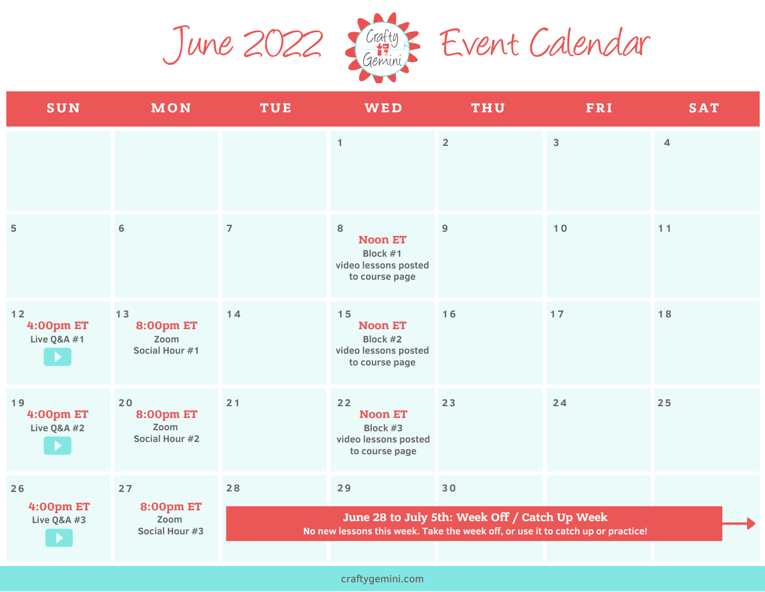# June 2022 Crafty Gemini Event Calendar

| SUN | MON | TUE | WED | THU | FRI | SAT |
|---|---|---|---|---|---|---|
| | | | 1 | 2 | 3 | 4 |
| 5 | 6 | 7 | 8 **Noon ET** Block #1 video lessons posted to course page | 9 | 10 | 11 |
| 12 **4:00pm ET** Live Q&A #1 | 13 **8:00pm ET** Zoom Social Hour #1 | 14 | 15 **Noon ET** Block #2 video lessons posted to course page | 16 | 17 | 18 |
| 19 **4:00pm ET** Live Q&A #2 | 20 **8:00pm ET** Zoom Social Hour #2 | 21 | 22 **Noon ET** Block #3 video lessons posted to course page | 23 | 24 | 25 |
| 26 **4:00pm ET** Live Q&A #3 | 27 **8:00pm ET** Zoom Social Hour #3 | 28 | 29 | 30 | | |

**June 28 to July 5th: Week Off / Catch Up Week**
No new lessons this week. Take the week off, or use it to catch up or practice!

craftygemini.com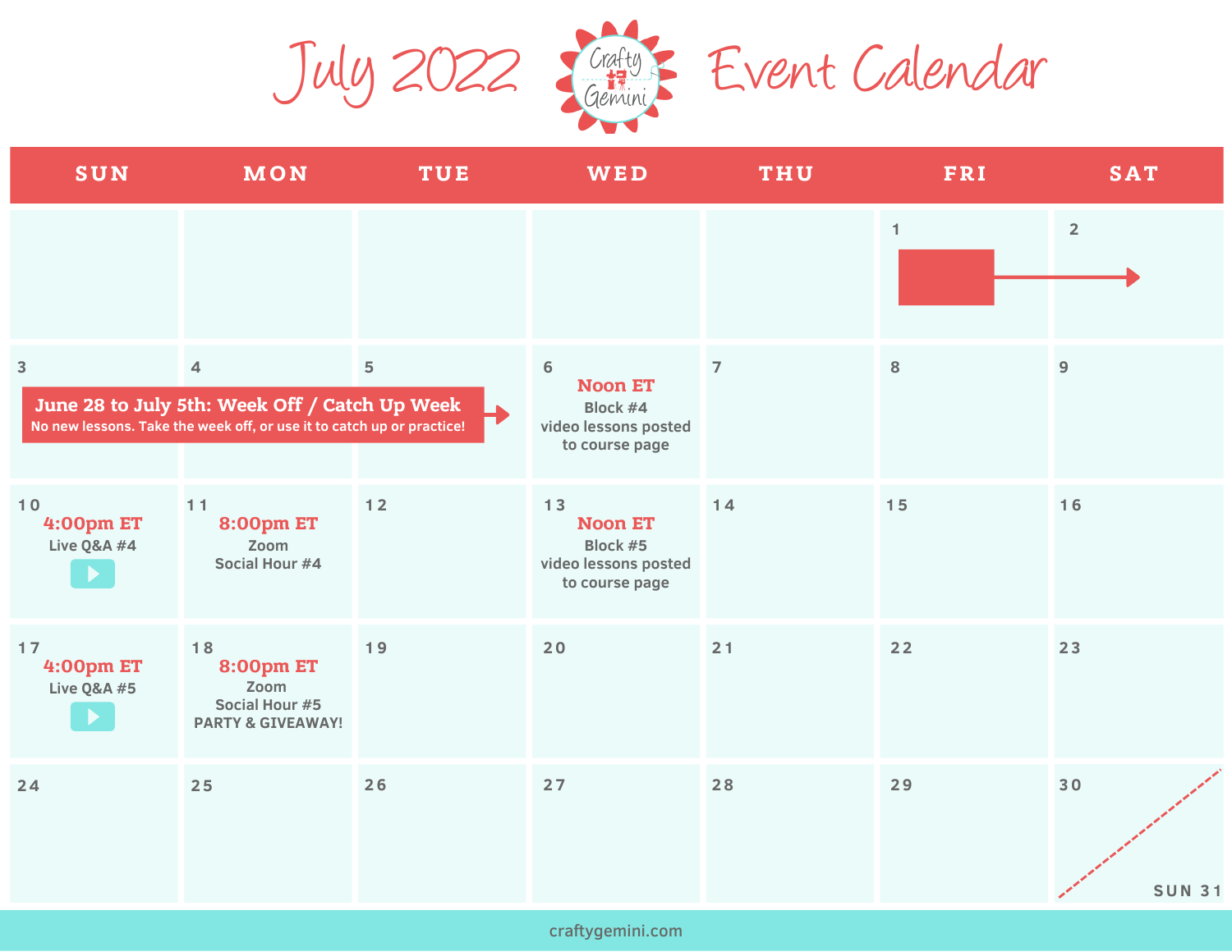# July 2022 Event Calendar

| SUN | MON | TUE | WED | THU | FRI | SAT |
| --- | --- | --- | --- | --- | --- | --- |
| | | | | | 1 | 2 |
| 3 | 4 | 5 | 6 **Noon ET** Block #4 video lessons posted to course page | 7 | 8 | 9 |
| 10 **4:00pm ET** Live Q&A #4 | 11 **8:00pm ET** Zoom Social Hour #4 | 12 | 13 **Noon ET** Block #5 video lessons posted to course page | 14 | 15 | 16 |
| 17 **4:00pm ET** Live Q&A #5 | 18 **8:00pm ET** Zoom Social Hour #5 PARTY & GIVEAWAY! | 19 | 20 | 21 | 22 | 23 |
| 24 | 25 | 26 | 27 | 28 | 29 | 30 / SUN 31 |

**June 28 to July 5th: Week Off / Catch Up Week**
No new lessons. Take the week off, or use it to catch up or practice!

craftygemini.com